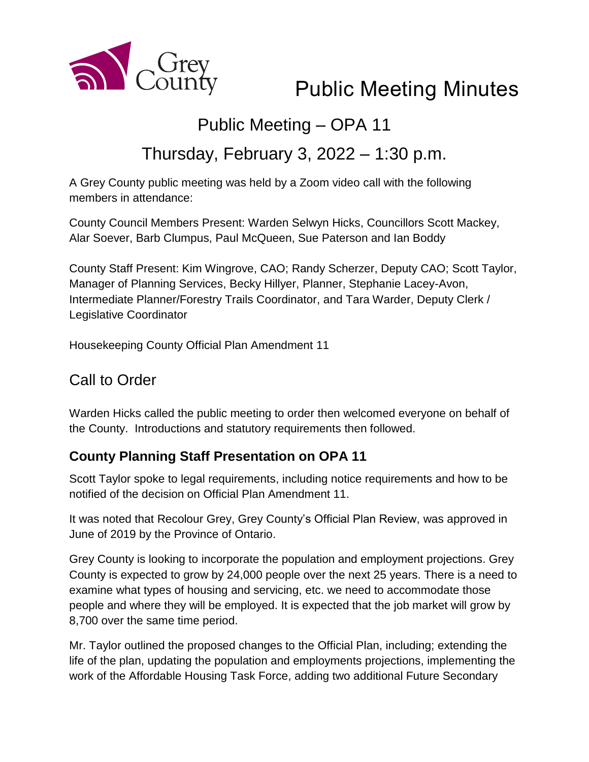# Public Meeting Minutes

## Public Meeting – OPA 11

## Thursday, February 3, 2022 – 1:30 p.m.

A Grey County public meeting was held by a Zoom video call with the following members in attendance:

County Council Members Present: Warden Selwyn Hicks, Councillors Scott Mackey, Alar Soever, Barb Clumpus, Paul McQueen, Sue Paterson and Ian Boddy

County Staff Present: Kim Wingrove, CAO; Randy Scherzer, Deputy CAO; Scott Taylor, Manager of Planning Services, Becky Hillyer, Planner, Stephanie Lacey-Avon, Intermediate Planner/Forestry Trails Coordinator, and Tara Warder, Deputy Clerk / Legislative Coordinator

Housekeeping County Official Plan Amendment 11

## Call to Order

Warden Hicks called the public meeting to order then welcomed everyone on behalf of the County. Introductions and statutory requirements then followed.

### County Planning Staff Presentation on OPA 11

Scott Taylor spoke to legal requirements, including notice requirements and how to be notified of the decision on Official Plan Amendment 11.

It was noted that Recolour Grey, Grey County's Official Plan Review, was approved in June of 2019 by the Province of Ontario.

Grey County is looking to incorporate the population and employment projections. Grey County is expected to grow by 24,000 people over the next 25 years. There is a need to examine what types of housing and servicing, etc. we need to accommodate those people and where they will be employed. It is expected that the job market will grow by 8,700 over the same time period.

Mr. Taylor outlined the proposed changes to the Official Plan, including; extending the life of the plan, updating the population and employments projections, implementing the work of the Affordable Housing Task Force, adding two additional Future Secondary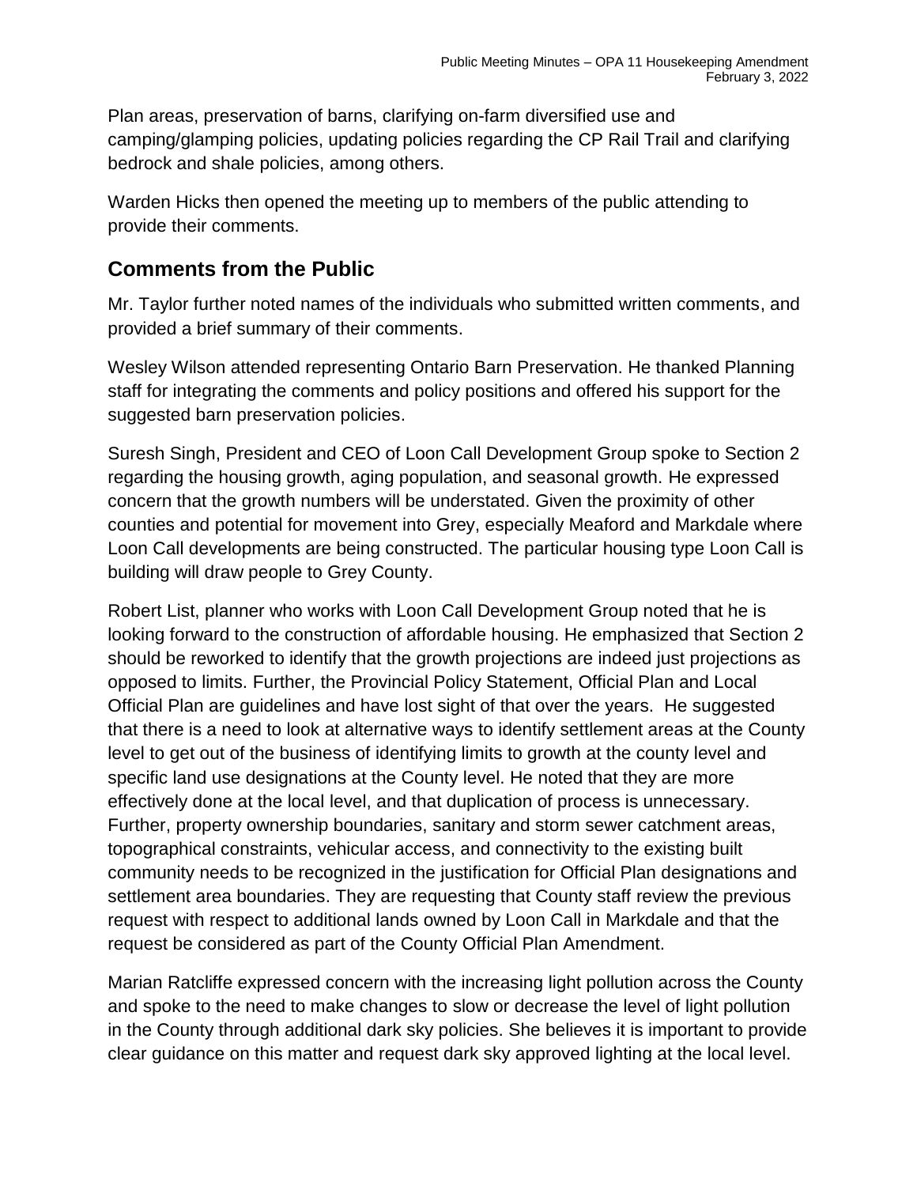Plan areas, preservation of barns, clarifying on-farm diversified use and camping/glamping policies, updating policies regarding the CP Rail Trail and clarifying bedrock and shale policies, among others.

Warden Hicks then opened the meeting up to members of the public attending to provide their comments.

## Comments from the Public

Mr. Taylor further noted names of the individuals who submitted written comments, and provided a brief summary of their comments.

Wesley Wilson attended representing Ontario Barn Preservation. He thanked Planning staff for integrating the comments and policy positions and offered his support for the suggested barn preservation policies.

Suresh Singh, President and CEO of Loon Call Development Group spoke to Section 2 regarding the housing growth, aging population, and seasonal growth. He expressed concern that the growth numbers will be understated. Given the proximity of other counties and potential for movement into Grey, especially Meaford and Markdale where Loon Call developments are being constructed. The particular housing type Loon Call is building will draw people to Grey County.

Robert List, planner who works with Loon Call Development Group noted that he is looking forward to the construction of affordable housing. He emphasized that Section 2 should be reworked to identify that the growth projections are indeed just projections as opposed to limits. Further, the Provincial Policy Statement, Official Plan and Local Official Plan are guidelines and have lost sight of that over the years. He suggested that there is a need to look at alternative ways to identify settlement areas at the County level to get out of the business of identifying limits to growth at the county level and specific land use designations at the County level. He noted that they are more effectively done at the local level, and that duplication of process is unnecessary. Further, property ownership boundaries, sanitary and storm sewer catchment areas, topographical constraints, vehicular access, and connectivity to the existing built community needs to be recognized in the justification for Official Plan designations and settlement area boundaries. They are requesting that County staff review the previous request with respect to additional lands owned by Loon Call in Markdale and that the request be considered as part of the County Official Plan Amendment.

Marian Ratcliffe expressed concern with the increasing light pollution across the County and spoke to the need to make changes to slow or decrease the level of light pollution in the County through additional dark sky policies. She believes it is important to provide clear guidance on this matter and request dark sky approved lighting at the local level.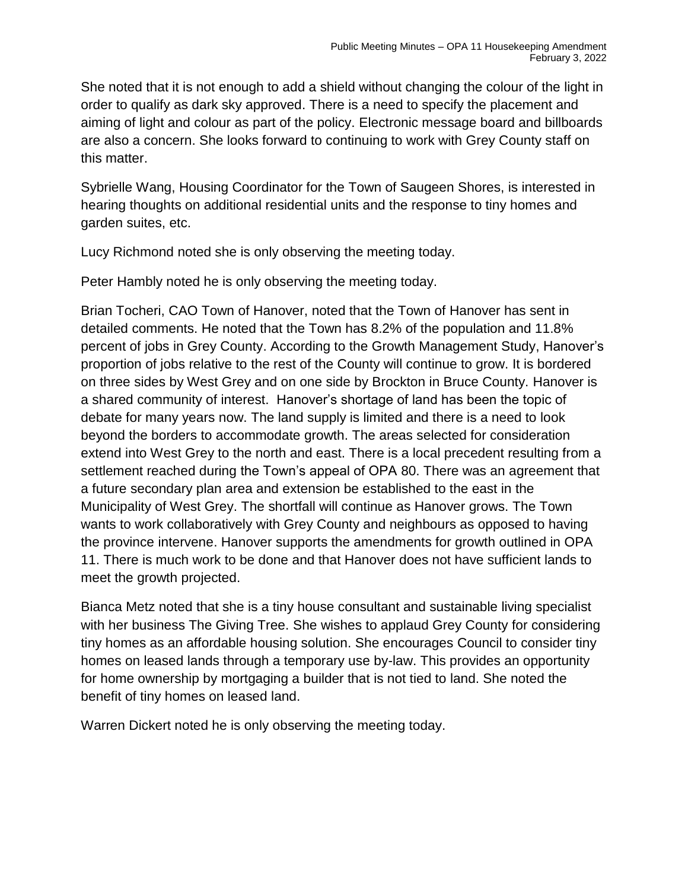She noted that it is not enough to add a shield without changing the colour of the light in order to qualify as dark sky approved. There is a need to specify the placement and aiming of light and colour as part of the policy. Electronic message board and billboards are also a concern. She looks forward to continuing to work with Grey County staff on this matter.

Sybrielle Wang, Housing Coordinator for the Town of Saugeen Shores, is interested in hearing thoughts on additional residential units and the response to tiny homes and garden suites, etc.

Lucy Richmond noted she is only observing the meeting today.

Peter Hambly noted he is only observing the meeting today.

Brian Tocheri, CAO Town of Hanover, noted that the Town of Hanover has sent in detailed comments. He noted that the Town has 8.2% of the population and 11.8% percent of jobs in Grey County. According to the Growth Management Study, Hanover's proportion of jobs relative to the rest of the County will continue to grow. It is bordered on three sides by West Grey and on one side by Brockton in Bruce County. Hanover is a shared community of interest. Hanover's shortage of land has been the topic of debate for many years now. The land supply is limited and there is a need to look beyond the borders to accommodate growth. The areas selected for consideration extend into West Grey to the north and east. There is a local precedent resulting from a settlement reached during the Town's appeal of OPA 80. There was an agreement that a future secondary plan area and extension be established to the east in the Municipality of West Grey. The shortfall will continue as Hanover grows. The Town wants to work collaboratively with Grey County and neighbours as opposed to having the province intervene. Hanover supports the amendments for growth outlined in OPA 11. There is much work to be done and that Hanover does not have sufficient lands to meet the growth projected.

Bianca Metz noted that she is a tiny house consultant and sustainable living specialist with her business The Giving Tree. She wishes to applaud Grey County for considering tiny homes as an affordable housing solution. She encourages Council to consider tiny homes on leased lands through a temporary use by-law. This provides an opportunity for home ownership by mortgaging a builder that is not tied to land. She noted the benefit of tiny homes on leased land.

Warren Dickert noted he is only observing the meeting today.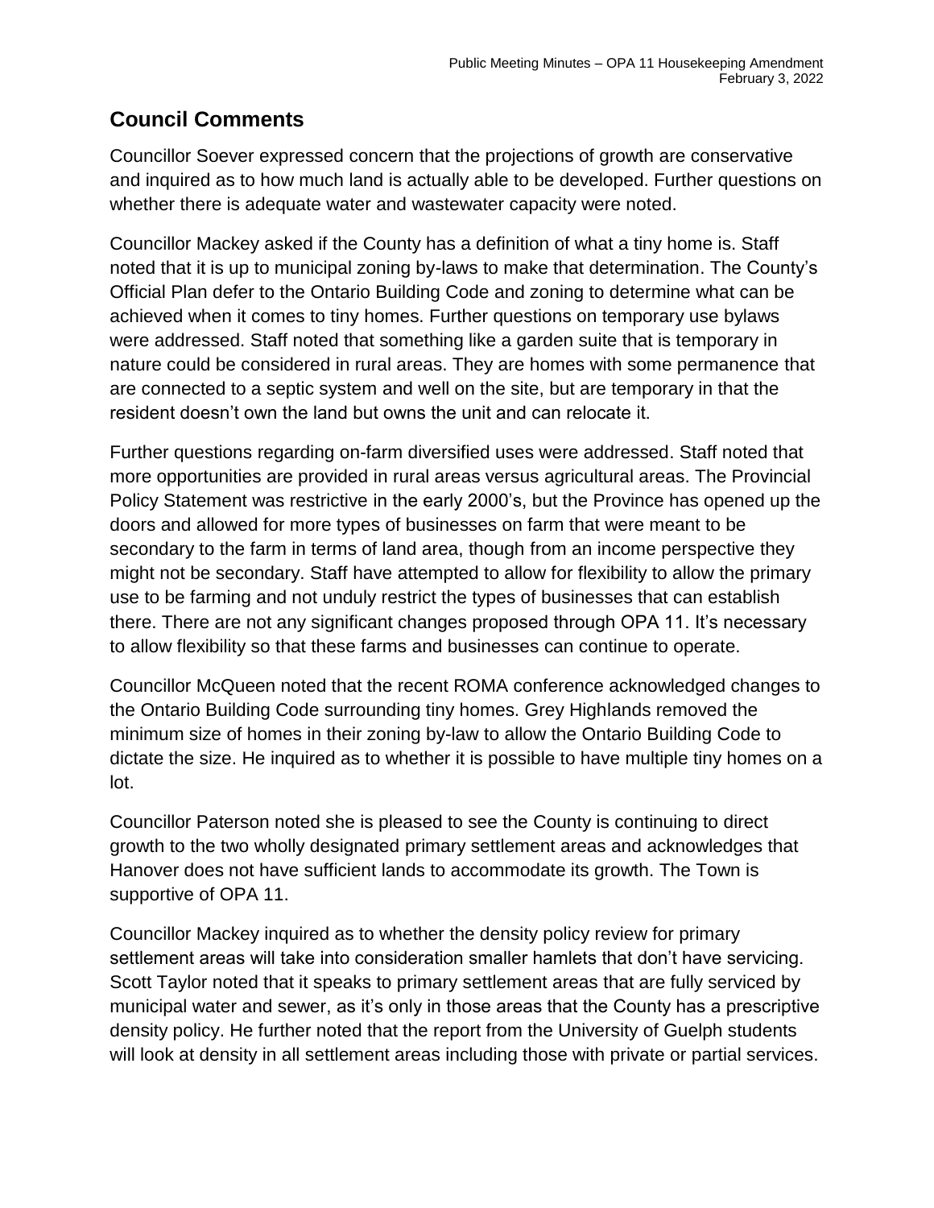## Council Comments

Councillor Soever expressed concern that the projections of growth are conservative and inquired as to how much land is actually able to be developed. Further questions on whether there is adequate water and wastewater capacity were noted.

Councillor Mackey asked if the County has a definition of what a tiny home is. Staff noted that it is up to municipal zoning by-laws to make that determination. The County's Official Plan defer to the Ontario Building Code and zoning to determine what can be achieved when it comes to tiny homes. Further questions on temporary use bylaws were addressed. Staff noted that something like a garden suite that is temporary in nature could be considered in rural areas. They are homes with some permanence that are connected to a septic system and well on the site, but are temporary in that the resident doesn't own the land but owns the unit and can relocate it.

Further questions regarding on-farm diversified uses were addressed. Staff noted that more opportunities are provided in rural areas versus agricultural areas. The Provincial Policy Statement was restrictive in the early 2000's, but the Province has opened up the doors and allowed for more types of businesses on farm that were meant to be secondary to the farm in terms of land area, though from an income perspective they might not be secondary. Staff have attempted to allow for flexibility to allow the primary use to be farming and not unduly restrict the types of businesses that can establish there. There are not any significant changes proposed through OPA 11. It's necessary to allow flexibility so that these farms and businesses can continue to operate.

Councillor McQueen noted that the recent ROMA conference acknowledged changes to the Ontario Building Code surrounding tiny homes. Grey Highlands removed the minimum size of homes in their zoning by-law to allow the Ontario Building Code to dictate the size. He inquired as to whether it is possible to have multiple tiny homes on a lot.

Councillor Paterson noted she is pleased to see the County is continuing to direct growth to the two wholly designated primary settlement areas and acknowledges that Hanover does not have sufficient lands to accommodate its growth. The Town is supportive of OPA 11.

Councillor Mackey inquired as to whether the density policy review for primary settlement areas will take into consideration smaller hamlets that don't have servicing. Scott Taylor noted that it speaks to primary settlement areas that are fully serviced by municipal water and sewer, as it's only in those areas that the County has a prescriptive density policy. He further noted that the report from the University of Guelph students will look at density in all settlement areas including those with private or partial services.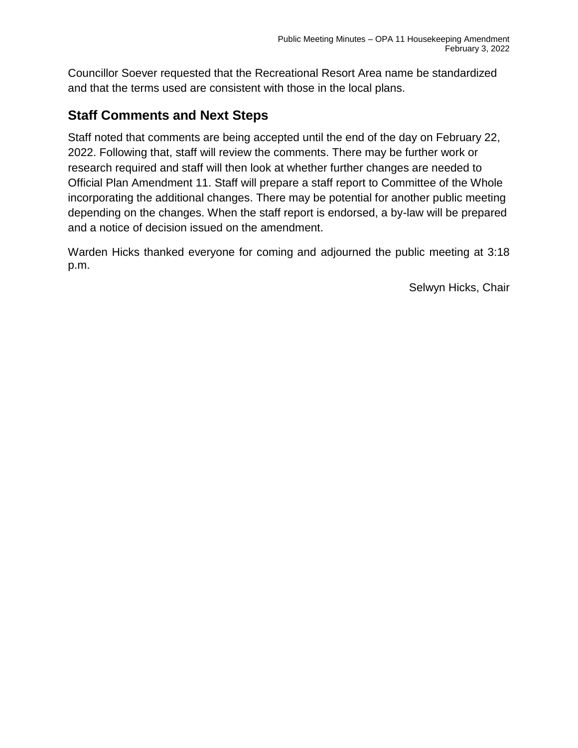Councillor Soever requested that the Recreational Resort Area name be standardized and that the terms used are consistent with those in the local plans.

## Staff Comments and Next Steps

Staff noted that comments are being accepted until the end of the day on February 22, 2022. Following that, staff will review the comments. There may be further work or research required and staff will then look at whether further changes are needed to Official Plan Amendment 11. Staff will prepare a staff report to Committee of the Whole incorporating the additional changes. There may be potential for another public meeting depending on the changes. When the staff report is endorsed, a by-law will be prepared and a notice of decision issued on the amendment.

Warden Hicks thanked everyone for coming and adjourned the public meeting at 3:18 p.m.

Selwyn Hicks, Chair